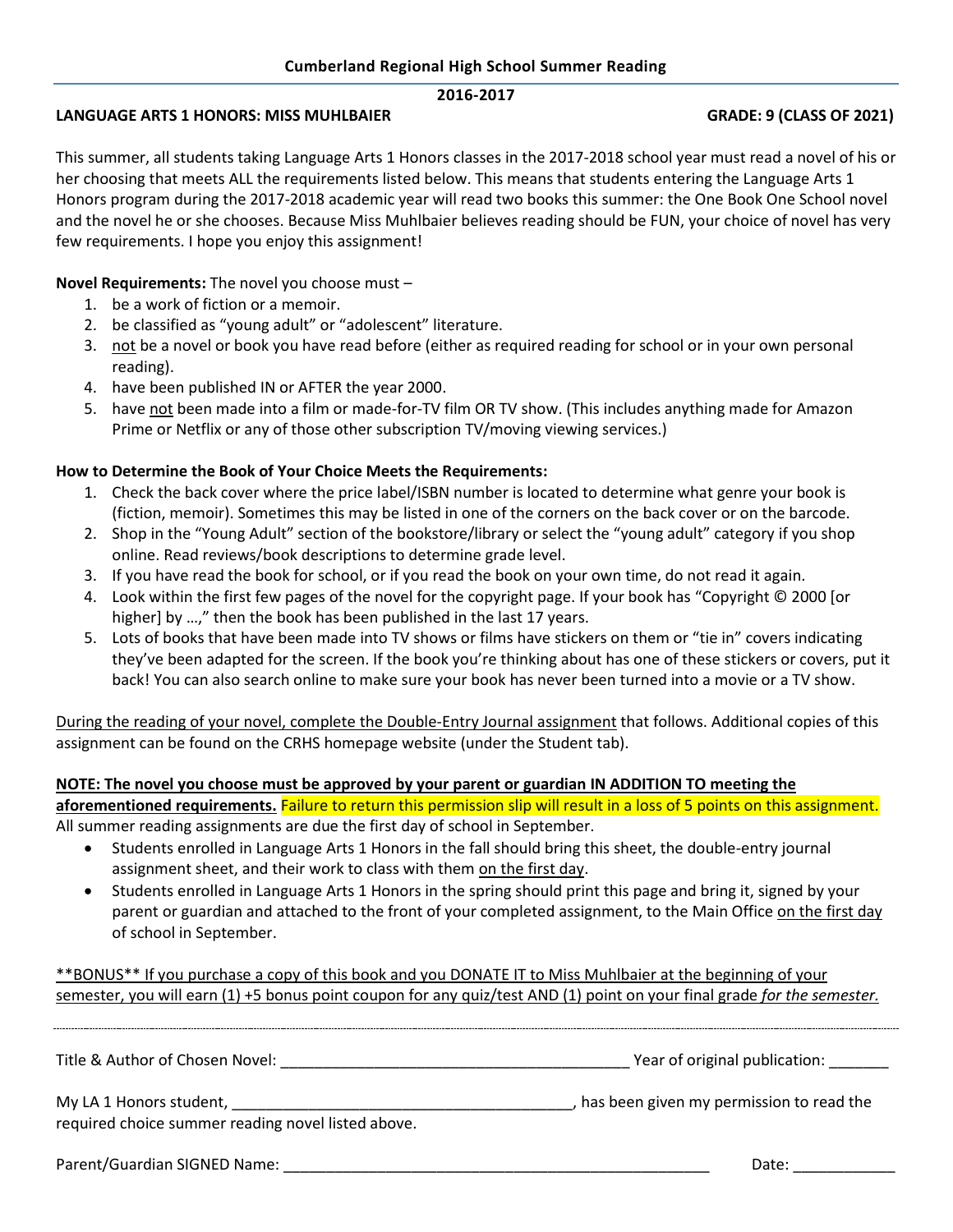## Cumberland Regional High School Summer Reading

**2016-2017**

**LANGUAGE ARTS 1 HONORS: MISS MUHLBAIER** **GRADE: 9 (CLASS OF 2021)**

This summer, all students taking Language Arts 1 Honors classes in the 2017-2018 school year must read a novel of his or her choosing that meets ALL the requirements listed below. This means that students entering the Language Arts 1 Honors program during the 2017-2018 academic year will read two books this summer: the One Book One School novel and the novel he or she chooses. Because Miss Muhlbaier believes reading should be FUN, your choice of novel has very few requirements. I hope you enjoy this assignment!

**Novel Requirements:** The novel you choose must –

1. be a work of fiction or a memoir.
2. be classified as "young adult" or "adolescent" literature.
3. not be a novel or book you have read before (either as required reading for school or in your own personal reading).
4. have been published IN or AFTER the year 2000.
5. have not been made into a film or made-for-TV film OR TV show. (This includes anything made for Amazon Prime or Netflix or any of those other subscription TV/moving viewing services.)

**How to Determine the Book of Your Choice Meets the Requirements:**

1. Check the back cover where the price label/ISBN number is located to determine what genre your book is (fiction, memoir). Sometimes this may be listed in one of the corners on the back cover or on the barcode.
2. Shop in the "Young Adult" section of the bookstore/library or select the "young adult" category if you shop online. Read reviews/book descriptions to determine grade level.
3. If you have read the book for school, or if you read the book on your own time, do not read it again.
4. Look within the first few pages of the novel for the copyright page. If your book has "Copyright © 2000 [or higher] by …," then the book has been published in the last 17 years.
5. Lots of books that have been made into TV shows or films have stickers on them or "tie in" covers indicating they've been adapted for the screen. If the book you're thinking about has one of these stickers or covers, put it back! You can also search online to make sure your book has never been turned into a movie or a TV show.

During the reading of your novel, complete the Double-Entry Journal assignment that follows. Additional copies of this assignment can be found on the CRHS homepage website (under the Student tab).

**NOTE: The novel you choose must be approved by your parent or guardian IN ADDITION TO meeting the aforementioned requirements.** Failure to return this permission slip will result in a loss of 5 points on this assignment. All summer reading assignments are due the first day of school in September.

- Students enrolled in Language Arts 1 Honors in the fall should bring this sheet, the double-entry journal assignment sheet, and their work to class with them on the first day.
- Students enrolled in Language Arts 1 Honors in the spring should print this page and bring it, signed by your parent or guardian and attached to the front of your completed assignment, to the Main Office on the first day of school in September.

**BONUS** If you purchase a copy of this book and you DONATE IT to Miss Muhlbaier at the beginning of your semester, you will earn (1) +5 bonus point coupon for any quiz/test AND (1) point on your final grade *for the semester.*

---

Title & Author of Chosen Novel: ________________________________________ Year of original publication: _______

My LA 1 Honors student, ________________________________________, has been given my permission to read the required choice summer reading novel listed above.

Parent/Guardian SIGNED Name: ____________________________________________________ Date: ____________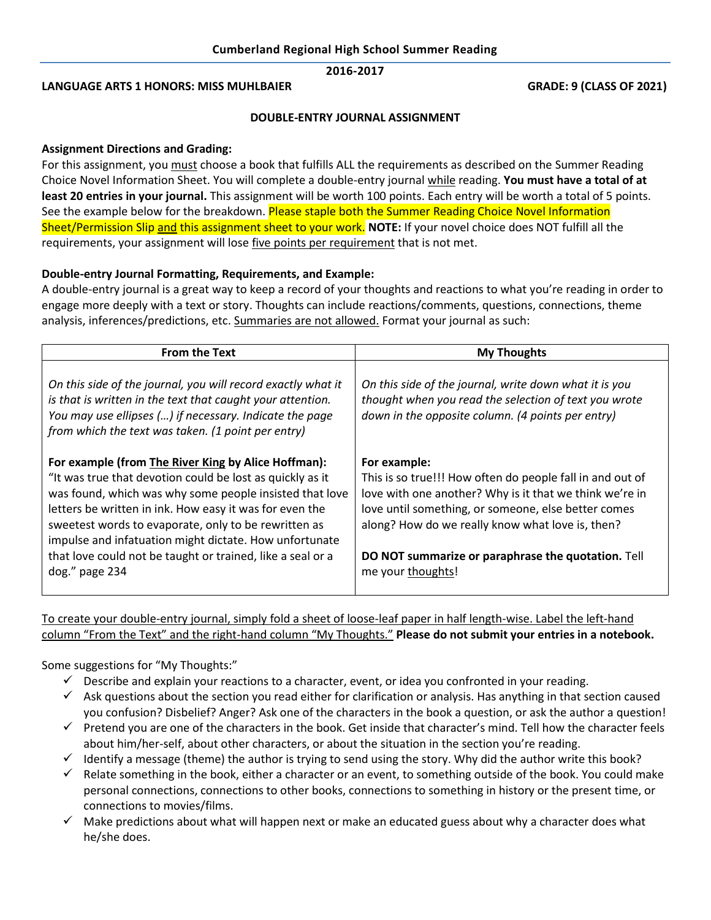**Cumberland Regional High School Summer Reading**

**2016-2017**

**LANGUAGE ARTS 1 HONORS: MISS MUHLBAIER** **GRADE: 9 (CLASS OF 2021)**

**DOUBLE-ENTRY JOURNAL ASSIGNMENT**

**Assignment Directions and Grading:**

For this assignment, you must choose a book that fulfills ALL the requirements as described on the Summer Reading Choice Novel Information Sheet. You will complete a double-entry journal while reading. **You must have a total of at least 20 entries in your journal.** This assignment will be worth 100 points. Each entry will be worth a total of 5 points. See the example below for the breakdown. Please staple both the Summer Reading Choice Novel Information Sheet/Permission Slip and this assignment sheet to your work. **NOTE:** If your novel choice does NOT fulfill all the requirements, your assignment will lose five points per requirement that is not met.

**Double-entry Journal Formatting, Requirements, and Example:**

A double-entry journal is a great way to keep a record of your thoughts and reactions to what you're reading in order to engage more deeply with a text or story. Thoughts can include reactions/comments, questions, connections, theme analysis, inferences/predictions, etc. Summaries are not allowed. Format your journal as such:

| From the Text | My Thoughts |
|---|---|
| *On this side of the journal, you will record exactly what it is that is written in the text that caught your attention. You may use ellipses (…) if necessary. Indicate the page from which the text was taken. (1 point per entry)* | *On this side of the journal, write down what it is you thought when you read the selection of text you wrote down in the opposite column. (4 points per entry)* |
| **For example (from The River King by Alice Hoffman):** "It was true that devotion could be lost as quickly as it was found, which was why some people insisted that love letters be written in ink. How easy it was for even the sweetest words to evaporate, only to be rewritten as impulse and infatuation might dictate. How unfortunate that love could not be taught or trained, like a seal or a dog." page 234 | **For example:** This is so true!!! How often do people fall in and out of love with one another? Why is it that we think we're in love until something, or someone, else better comes along? How do we really know what love is, then? **DO NOT summarize or paraphrase the quotation.** Tell me your thoughts! |

To create your double-entry journal, simply fold a sheet of loose-leaf paper in half length-wise. Label the left-hand column "From the Text" and the right-hand column "My Thoughts." **Please do not submit your entries in a notebook.**

Some suggestions for "My Thoughts:"

- ✓ Describe and explain your reactions to a character, event, or idea you confronted in your reading.
- ✓ Ask questions about the section you read either for clarification or analysis. Has anything in that section caused you confusion? Disbelief? Anger? Ask one of the characters in the book a question, or ask the author a question!
- ✓ Pretend you are one of the characters in the book. Get inside that character's mind. Tell how the character feels about him/her-self, about other characters, or about the situation in the section you're reading.
- ✓ Identify a message (theme) the author is trying to send using the story. Why did the author write this book?
- ✓ Relate something in the book, either a character or an event, to something outside of the book. You could make personal connections, connections to other books, connections to something in history or the present time, or connections to movies/films.
- ✓ Make predictions about what will happen next or make an educated guess about why a character does what he/she does.